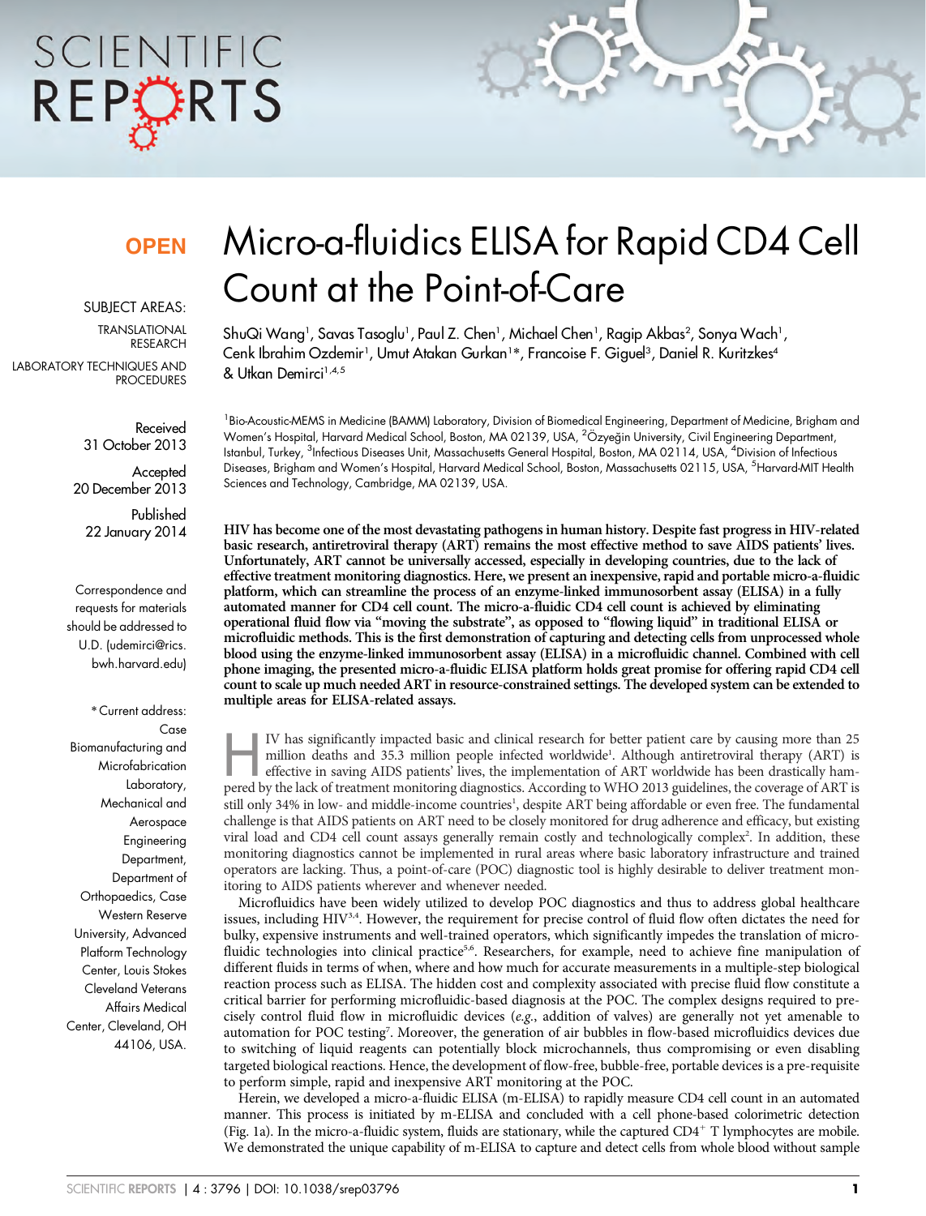**OPEN**

SUBJECT AREAS:

TRANSLATIONAL RESEARCH

LABORATORY TECHNIQUES AND PROCEDURES

Received 31 October 2013

Accepted 20 December 2013

Published 22 January 2014

Correspondence and requests for materials should be addressed to U.D. (udemirci@rics.bwh.harvard.edu)

*Current address: Case Biomanufacturing and Microfabrication Laboratory, Mechanical and Aerospace Engineering Department, Department of Orthopaedics, Case Western Reserve University, Advanced Platform Technology Center, Louis Stokes Cleveland Veterans Affairs Medical Center, Cleveland, OH 44106, USA.

# Micro-a-fluidics ELISA for Rapid CD4 Cell Count at the Point-of-Care

ShuQi Wang[1], Savas Tasoglu[1], Paul Z. Chen[1], Michael Chen[1], Ragip Akbas[2], Sonya Wach[1], Cenk Ibrahim Ozdemir[1], Umut Atakan Gurkan[1]*, Francoise F. Giguel[3], Daniel R. Kuritzkes[4] & Utkan Demirci[1,4,5]

[1]Bio-Acoustic-MEMS in Medicine (BAMM) Laboratory, Division of Biomedical Engineering, Department of Medicine, Brigham and Women's Hospital, Harvard Medical School, Boston, MA 02139, USA, [2]Özyeğin University, Civil Engineering Department, Istanbul, Turkey, [3]Infectious Diseases Unit, Massachusetts General Hospital, Boston, MA 02114, USA, [4]Division of Infectious Diseases, Brigham and Women's Hospital, Harvard Medical School, Boston, Massachusetts 02115, USA, [5]Harvard-MIT Health Sciences and Technology, Cambridge, MA 02139, USA.

**HIV has become one of the most devastating pathogens in human history. Despite fast progress in HIV-related basic research, antiretroviral therapy (ART) remains the most effective method to save AIDS patients' lives. Unfortunately, ART cannot be universally accessed, especially in developing countries, due to the lack of effective treatment monitoring diagnostics. Here, we present an inexpensive, rapid and portable micro-a-fluidic platform, which can streamline the process of an enzyme-linked immunosorbent assay (ELISA) in a fully automated manner for CD4 cell count. The micro-a-fluidic CD4 cell count is achieved by eliminating operational fluid flow via "moving the substrate", as opposed to "flowing liquid" in traditional ELISA or microfluidic methods. This is the first demonstration of capturing and detecting cells from unprocessed whole blood using the enzyme-linked immunosorbent assay (ELISA) in a microfluidic channel. Combined with cell phone imaging, the presented micro-a-fluidic ELISA platform holds great promise for offering rapid CD4 cell count to scale up much needed ART in resource-constrained settings. The developed system can be extended to multiple areas for ELISA-related assays.**

HIV has significantly impacted basic and clinical research for better patient care by causing more than 25 million deaths and 35.3 million people infected worldwide[1]. Although antiretroviral therapy (ART) is effective in saving AIDS patients' lives, the implementation of ART worldwide has been drastically hampered by the lack of treatment monitoring diagnostics. According to WHO 2013 guidelines, the coverage of ART is still only 34% in low- and middle-income countries[1], despite ART being affordable or even free. The fundamental challenge is that AIDS patients on ART need to be closely monitored for drug adherence and efficacy, but existing viral load and CD4 cell count assays generally remain costly and technologically complex[2]. In addition, these monitoring diagnostics cannot be implemented in rural areas where basic laboratory infrastructure and trained operators are lacking. Thus, a point-of-care (POC) diagnostic tool is highly desirable to deliver treatment monitoring to AIDS patients wherever and whenever needed.

Microfluidics have been widely utilized to develop POC diagnostics and thus to address global healthcare issues, including HIV[3,4]. However, the requirement for precise control of fluid flow often dictates the need for bulky, expensive instruments and well-trained operators, which significantly impedes the translation of microfluidic technologies into clinical practice[5,6]. Researchers, for example, need to achieve fine manipulation of different fluids in terms of when, where and how much for accurate measurements in a multiple-step biological reaction process such as ELISA. The hidden cost and complexity associated with precise fluid flow constitute a critical barrier for performing microfluidic-based diagnosis at the POC. The complex designs required to precisely control fluid flow in microfluidic devices (*e.g.*, addition of valves) are generally not yet amenable to automation for POC testing[7]. Moreover, the generation of air bubbles in flow-based microfluidics devices due to switching of liquid reagents can potentially block microchannels, thus compromising or even disabling targeted biological reactions. Hence, the development of flow-free, bubble-free, portable devices is a pre-requisite to perform simple, rapid and inexpensive ART monitoring at the POC.

Herein, we developed a micro-a-fluidic ELISA (m-ELISA) to rapidly measure CD4 cell count in an automated manner. This process is initiated by m-ELISA and concluded with a cell phone-based colorimetric detection (Fig. 1a). In the micro-a-fluidic system, fluids are stationary, while the captured $CD4^+$ T lymphocytes are mobile. We demonstrated the unique capability of m-ELISA to capture and detect cells from whole blood without sample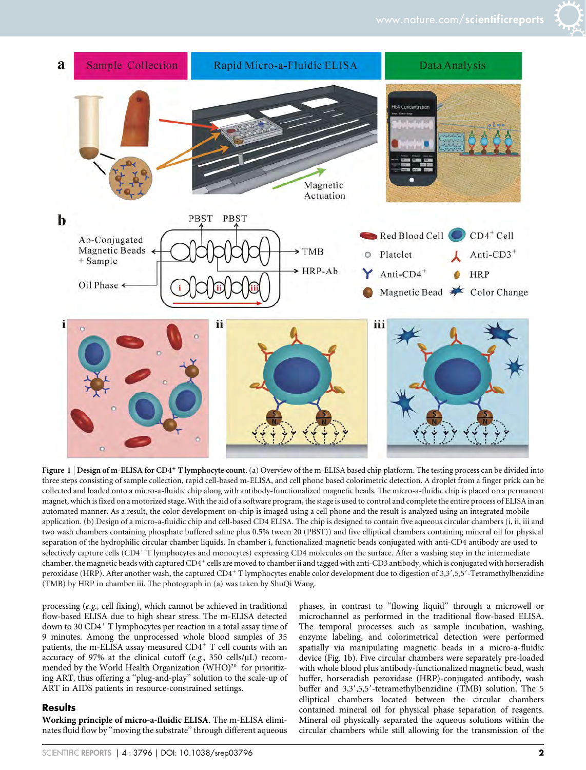Figure 1 | **Design of m-ELISA for CD4$^+$ T lymphocyte count.** (a) Overview of the m-ELISA based chip platform. The testing process can be divided into three steps consisting of sample collection, rapid cell-based m-ELISA, and cell phone based colorimetric detection. A droplet from a finger prick can be collected and loaded onto a micro-a-fluidic chip along with antibody-functionalized magnetic beads. The micro-a-fluidic chip is placed on a permanent magnet, which is fixed on a motorized stage. With the aid of a software program, the stage is used to control and complete the entire process of ELISA in an automated manner. As a result, the color development on-chip is imaged using a cell phone and the result is analyzed using an integrated mobile application. (b) Design of a micro-a-fluidic chip and cell-based CD4 ELISA. The chip is designed to contain five aqueous circular chambers (i, ii, iii and two wash chambers containing phosphate buffered saline plus 0.5% tween 20 (PBST)) and five elliptical chambers containing mineral oil for physical separation of the hydrophilic circular chamber liquids. In chamber i, functionalized magnetic beads conjugated with anti-CD4 antibody are used to selectively capture cells (CD4$^+$ T lymphocytes and monocytes) expressing CD4 molecules on the surface. After a washing step in the intermediate chamber, the magnetic beads with captured CD4$^+$ cells are moved to chamber ii and tagged with anti-CD3 antibody, which is conjugated with horseradish peroxidase (HRP). After another wash, the captured CD4$^+$ T lymphocytes enable color development due to digestion of 3,3′,5,5′-Tetramethylbenzidine (TMB) by HRP in chamber iii. The photograph in (a) was taken by ShuQi Wang.

processing (*e.g.,* cell fixing), which cannot be achieved in traditional flow-based ELISA due to high shear stress. The m-ELISA detected down to 30 CD4$^+$ T lymphocytes per reaction in a total assay time of 9 minutes. Among the unprocessed whole blood samples of 35 patients, the m-ELISA assay measured CD4$^+$ T cell counts with an accuracy of 97% at the clinical cutoff (*e.g.,* 350 cells/μL) recommended by the World Health Organization (WHO)[20] for prioritizing ART, thus offering a "plug-and-play" solution to the scale-up of ART in AIDS patients in resource-constrained settings.

## Results

**Working principle of micro-a-fluidic ELISA.** The m-ELISA eliminates fluid flow by "moving the substrate" through different aqueous phases, in contrast to "flowing liquid" through a microwell or microchannel as performed in the traditional flow-based ELISA. The temporal processes such as sample incubation, washing, enzyme labeling, and colorimetric detection were performed spatially via manipulating magnetic beads in a micro-a-fluidic device (Fig. 1b). Five circular chambers were separately pre-loaded with whole blood plus antibody-functionalized magnetic bead, wash buffer, horseradish peroxidase (HRP)-conjugated antibody, wash buffer and 3,3′,5,5′-tetramethylbenzidine (TMB) solution. The 5 elliptical chambers located between the circular chambers contained mineral oil for physical phase separation of reagents. Mineral oil physically separated the aqueous solutions within the circular chambers while still allowing for the transmission of the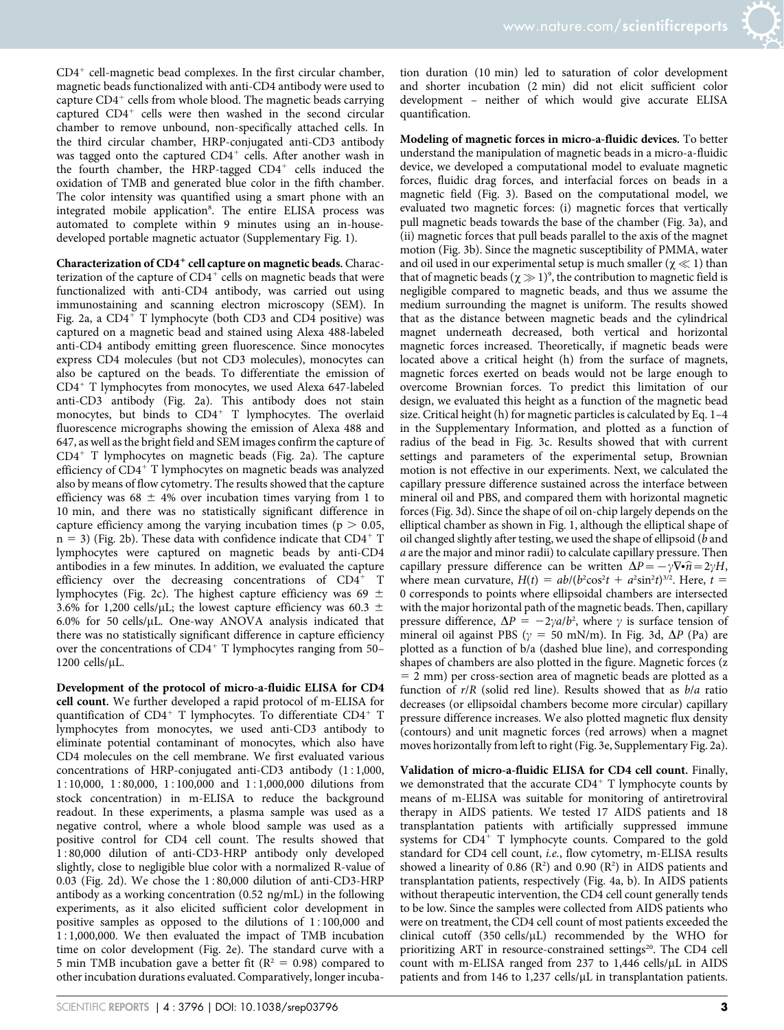CD4+ cell-magnetic bead complexes. In the first circular chamber, magnetic beads functionalized with anti-CD4 antibody were used to capture CD4+ cells from whole blood. The magnetic beads carrying captured CD4+ cells were then washed in the second circular chamber to remove unbound, non-specifically attached cells. In the third circular chamber, HRP-conjugated anti-CD3 antibody was tagged onto the captured CD4+ cells. After another wash in the fourth chamber, the HRP-tagged CD4+ cells induced the oxidation of TMB and generated blue color in the fifth chamber. The color intensity was quantified using a smart phone with an integrated mobile application[8]. The entire ELISA process was automated to complete within 9 minutes using an in-house-developed portable magnetic actuator (Supplementary Fig. 1).

**Characterization of CD4+ cell capture on magnetic beads.** Characterization of the capture of CD4+ cells on magnetic beads that were functionalized with anti-CD4 antibody, was carried out using immunostaining and scanning electron microscopy (SEM). In Fig. 2a, a CD4+ T lymphocyte (both CD3 and CD4 positive) was captured on a magnetic bead and stained using Alexa 488-labeled anti-CD4 antibody emitting green fluorescence. Since monocytes express CD4 molecules (but not CD3 molecules), monocytes can also be captured on the beads. To differentiate the emission of CD4+ T lymphocytes from monocytes, we used Alexa 647-labeled anti-CD3 antibody (Fig. 2a). This antibody does not stain monocytes, but binds to CD4+ T lymphocytes. The overlaid fluorescence micrographs showing the emission of Alexa 488 and 647, as well as the bright field and SEM images confirm the capture of CD4+ T lymphocytes on magnetic beads (Fig. 2a). The capture efficiency of CD4+ T lymphocytes on magnetic beads was analyzed also by means of flow cytometry. The results showed that the capture efficiency was 68 ± 4% over incubation times varying from 1 to 10 min, and there was no statistically significant difference in capture efficiency among the varying incubation times ($p > 0.05$, $n = 3$) (Fig. 2b). These data with confidence indicate that CD4+ T lymphocytes were captured on magnetic beads by anti-CD4 antibodies in a few minutes. In addition, we evaluated the capture efficiency over the decreasing concentrations of CD4+ T lymphocytes (Fig. 2c). The highest capture efficiency was 69 ± 3.6% for 1,200 cells/μL; the lowest capture efficiency was 60.3 ± 6.0% for 50 cells/μL. One-way ANOVA analysis indicated that there was no statistically significant difference in capture efficiency over the concentrations of CD4+ T lymphocytes ranging from 50–1200 cells/μL.

**Development of the protocol of micro-a-fluidic ELISA for CD4 cell count.** We further developed a rapid protocol of m-ELISA for quantification of CD4+ T lymphocytes. To differentiate CD4+ T lymphocytes from monocytes, we used anti-CD3 antibody to eliminate potential contaminant of monocytes, which also have CD4 molecules on the cell membrane. We first evaluated various concentrations of HRP-conjugated anti-CD3 antibody (1 : 1,000, 1 : 10,000, 1 : 80,000, 1 : 100,000 and 1 : 1,000,000 dilutions from stock concentration) in m-ELISA to reduce the background readout. In these experiments, a plasma sample was used as a negative control, where a whole blood sample was used as a positive control for CD4 cell count. The results showed that 1 : 80,000 dilution of anti-CD3-HRP antibody only developed slightly, close to negligible blue color with a normalized R-value of 0.03 (Fig. 2d). We chose the 1 : 80,000 dilution of anti-CD3-HRP antibody as a working concentration (0.52 ng/mL) in the following experiments, as it also elicited sufficient color development in positive samples as opposed to the dilutions of 1 : 100,000 and 1 : 1,000,000. We then evaluated the impact of TMB incubation time on color development (Fig. 2e). The standard curve with a 5 min TMB incubation gave a better fit ($R^2 = 0.98$) compared to other incubation durations evaluated. Comparatively, longer incubation duration (10 min) led to saturation of color development and shorter incubation (2 min) did not elicit sufficient color development – neither of which would give accurate ELISA quantification.

**Modeling of magnetic forces in micro-a-fluidic devices.** To better understand the manipulation of magnetic beads in a micro-a-fluidic device, we developed a computational model to evaluate magnetic forces, fluidic drag forces, and interfacial forces on beads in a magnetic field (Fig. 3). Based on the computational model, we evaluated two magnetic forces: (i) magnetic forces that vertically pull magnetic beads towards the base of the chamber (Fig. 3a), and (ii) magnetic forces that pull beads parallel to the axis of the magnet motion (Fig. 3b). Since the magnetic susceptibility of PMMA, water and oil used in our experimental setup is much smaller ($\chi \ll 1$) than that of magnetic beads ($\chi \gg 1$)[9], the contribution to magnetic field is negligible compared to magnetic beads, and thus we assume the medium surrounding the magnet is uniform. The results showed that as the distance between magnetic beads and the cylindrical magnet underneath decreased, both vertical and horizontal magnetic forces increased. Theoretically, if magnetic beads were located above a critical height (h) from the surface of magnets, magnetic forces exerted on beads would not be large enough to overcome Brownian forces. To predict this limitation of our design, we evaluated this height as a function of the magnetic bead size. Critical height (h) for magnetic particles is calculated by Eq. 1–4 in the Supplementary Information, and plotted as a function of radius of the bead in Fig. 3c. Results showed that with current settings and parameters of the experimental setup, Brownian motion is not effective in our experiments. Next, we calculated the capillary pressure difference sustained across the interface between mineral oil and PBS, and compared them with horizontal magnetic forces (Fig. 3d). Since the shape of oil on-chip largely depends on the elliptical chamber as shown in Fig. 1, although the elliptical shape of oil changed slightly after testing, we used the shape of ellipsoid ($b$ and $a$ are the major and minor radii) to calculate capillary pressure. Then capillary pressure difference can be written $\Delta P = -\gamma \nabla \cdot \hat{n} = 2\gamma H$, where mean curvature, $H(t) = ab/(b^2\cos^2 t + a^2\sin^2 t)^{3/2}$. Here, $t = 0$ corresponds to points where ellipsoidal chambers are intersected with the major horizontal path of the magnetic beads. Then, capillary pressure difference, $\Delta P = -2\gamma a/b^2$, where $\gamma$ is surface tension of mineral oil against PBS ($\gamma = 50$ mN/m). In Fig. 3d, $\Delta P$ (Pa) are plotted as a function of b/a (dashed blue line), and corresponding shapes of chambers are also plotted in the figure. Magnetic forces ($z = 2$ mm) per cross-section area of magnetic beads are plotted as a function of $r/R$ (solid red line). Results showed that as $b/a$ ratio decreases (or ellipsoidal chambers become more circular) capillary pressure difference increases. We also plotted magnetic flux density (contours) and unit magnetic forces (red arrows) when a magnet moves horizontally from left to right (Fig. 3e, Supplementary Fig. 2a).

**Validation of micro-a-fluidic ELISA for CD4 cell count.** Finally, we demonstrated that the accurate CD4+ T lymphocyte counts by means of m-ELISA was suitable for monitoring of antiretroviral therapy in AIDS patients. We tested 17 AIDS patients and 18 transplantation patients with artificially suppressed immune systems for CD4+ T lymphocyte counts. Compared to the gold standard for CD4 cell count, *i.e.*, flow cytometry, m-ELISA results showed a linearity of 0.86 ($R^2$) and 0.90 ($R^2$) in AIDS patients and transplantation patients, respectively (Fig. 4a, b). In AIDS patients without therapeutic intervention, the CD4 cell count generally tends to be low. Since the samples were collected from AIDS patients who were on treatment, the CD4 cell count of most patients exceeded the clinical cutoff (350 cells/μL) recommended by the WHO for prioritizing ART in resource-constrained settings[20]. The CD4 cell count with m-ELISA ranged from 237 to 1,446 cells/μL in AIDS patients and from 146 to 1,237 cells/μL in transplantation patients.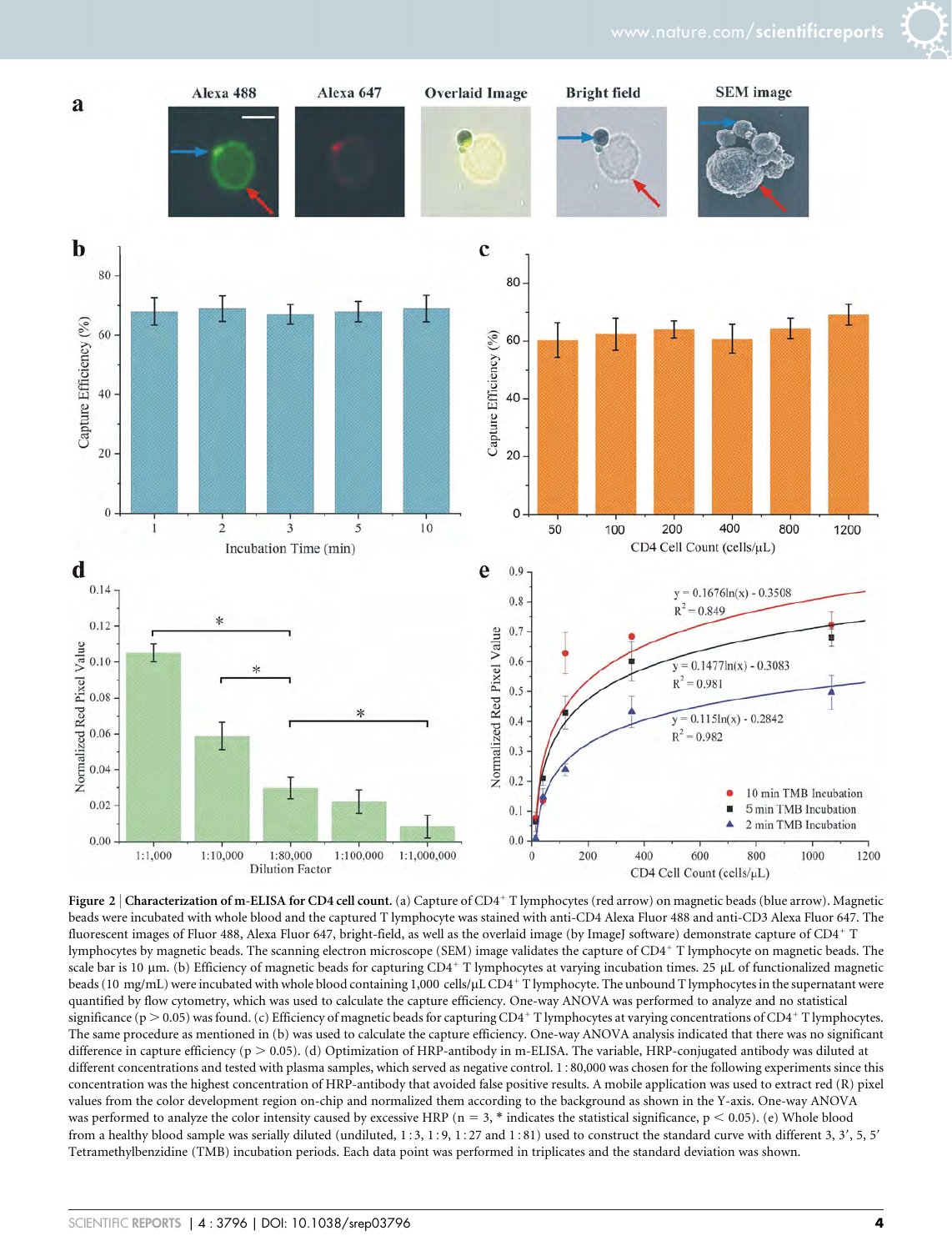**Figure 2 | Characterization of m-ELISA for CD4 cell count.** (a) Capture of $CD4^+$ T lymphocytes (red arrow) on magnetic beads (blue arrow). Magnetic beads were incubated with whole blood and the captured T lymphocyte was stained with anti-CD4 Alexa Fluor 488 and anti-CD3 Alexa Fluor 647. The fluorescent images of Fluor 488, Alexa Fluor 647, bright-field, as well as the overlaid image (by ImageJ software) demonstrate capture of $CD4^+$ T lymphocytes by magnetic beads. The scanning electron microscope (SEM) image validates the capture of $CD4^+$ T lymphocyte on magnetic beads. The scale bar is 10 μm. (b) Efficiency of magnetic beads for capturing $CD4^+$ T lymphocytes at varying incubation times. 25 μL of functionalized magnetic beads (10 mg/mL) were incubated with whole blood containing 1,000 cells/μL $CD4^+$ T lymphocyte. The unbound T lymphocytes in the supernatant were quantified by flow cytometry, which was used to calculate the capture efficiency. One-way ANOVA was performed to analyze and no statistical significance ($p > 0.05$) was found. (c) Efficiency of magnetic beads for capturing $CD4^+$ T lymphocytes at varying concentrations of $CD4^+$ T lymphocytes. The same procedure as mentioned in (b) was used to calculate the capture efficiency. One-way ANOVA analysis indicated that there was no significant difference in capture efficiency ($p > 0.05$). (d) Optimization of HRP-antibody in m-ELISA. The variable, HRP-conjugated antibody was diluted at different concentrations and tested with plasma samples, which served as negative control. 1 : 80,000 was chosen for the following experiments since this concentration was the highest concentration of HRP-antibody that avoided false positive results. A mobile application was used to extract red (R) pixel values from the color development region on-chip and normalized them according to the background as shown in the Y-axis. One-way ANOVA was performed to analyze the color intensity caused by excessive HRP ($n = 3$, * indicates the statistical significance, $p < 0.05$). (e) Whole blood from a healthy blood sample was serially diluted (undiluted, 1 : 3, 1 : 9, 1 : 27 and 1 : 81) used to construct the standard curve with different 3, 3′, 5, 5′ Tetramethylbenzidine (TMB) incubation periods. Each data point was performed in triplicates and the standard deviation was shown.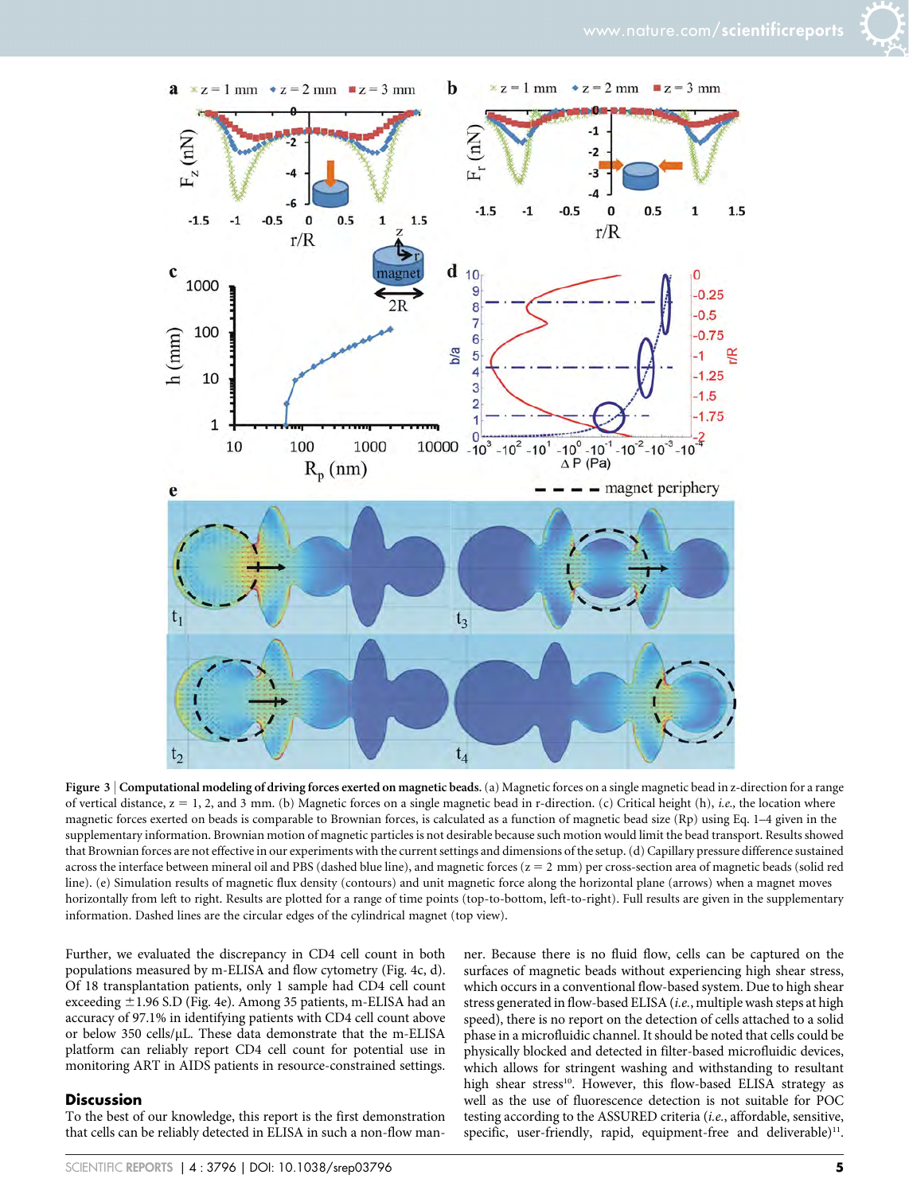**Figure 3 | Computational modeling of driving forces exerted on magnetic beads.** (a) Magnetic forces on a single magnetic bead in z-direction for a range of vertical distance, z = 1, 2, and 3 mm. (b) Magnetic forces on a single magnetic bead in r-direction. (c) Critical height (h), *i.e.*, the location where magnetic forces exerted on beads is comparable to Brownian forces, is calculated as a function of magnetic bead size (Rp) using Eq. 1–4 given in the supplementary information. Brownian motion of magnetic particles is not desirable because such motion would limit the bead transport. Results showed that Brownian forces are not effective in our experiments with the current settings and dimensions of the setup. (d) Capillary pressure difference sustained across the interface between mineral oil and PBS (dashed blue line), and magnetic forces (z = 2 mm) per cross-section area of magnetic beads (solid red line). (e) Simulation results of magnetic flux density (contours) and unit magnetic force along the horizontal plane (arrows) when a magnet moves horizontally from left to right. Results are plotted for a range of time points (top-to-bottom, left-to-right). Full results are given in the supplementary information. Dashed lines are the circular edges of the cylindrical magnet (top view).

Further, we evaluated the discrepancy in CD4 cell count in both populations measured by m-ELISA and flow cytometry (Fig. 4c, d). Of 18 transplantation patients, only 1 sample had CD4 cell count exceeding ±1.96 S.D (Fig. 4e). Among 35 patients, m-ELISA had an accuracy of 97.1% in identifying patients with CD4 cell count above or below 350 cells/μL. These data demonstrate that the m-ELISA platform can reliably report CD4 cell count for potential use in monitoring ART in AIDS patients in resource-constrained settings.

## Discussion

To the best of our knowledge, this report is the first demonstration that cells can be reliably detected in ELISA in such a non-flow manner. Because there is no fluid flow, cells can be captured on the surfaces of magnetic beads without experiencing high shear stress, which occurs in a conventional flow-based system. Due to high shear stress generated in flow-based ELISA (*i.e.*, multiple wash steps at high speed), there is no report on the detection of cells attached to a solid phase in a microfluidic channel. It should be noted that cells could be physically blocked and detected in filter-based microfluidic devices, which allows for stringent washing and withstanding to resultant high shear stress[10]. However, this flow-based ELISA strategy as well as the use of fluorescence detection is not suitable for POC testing according to the ASSURED criteria (*i.e.*, affordable, sensitive, specific, user-friendly, rapid, equipment-free and deliverable)[11].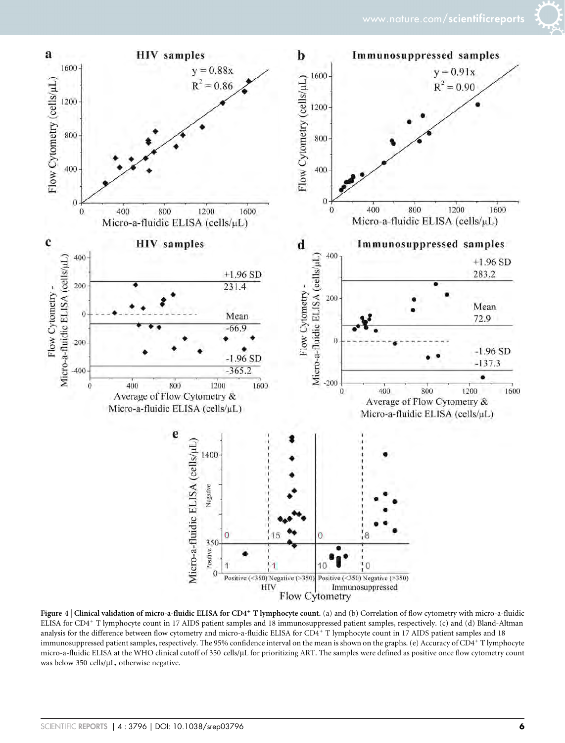**Figure 4 | Clinical validation of micro-a-fluidic ELISA for CD4⁺ T lymphocyte count.** (a) and (b) Correlation of flow cytometry with micro-a-fluidic ELISA for CD4⁺ T lymphocyte count in 17 AIDS patient samples and 18 immunosuppressed patient samples, respectively. (c) and (d) Bland-Altman analysis for the difference between flow cytometry and micro-a-fluidic ELISA for CD4⁺ T lymphocyte count in 17 AIDS patient samples and 18 immunosuppressed patient samples, respectively. The 95% confidence interval on the mean is shown on the graphs. (e) Accuracy of CD4⁺ T lymphocyte micro-a-fluidic ELISA at the WHO clinical cutoff of 350 cells/μL for prioritizing ART. The samples were defined as positive once flow cytometry count was below 350 cells/μL, otherwise negative.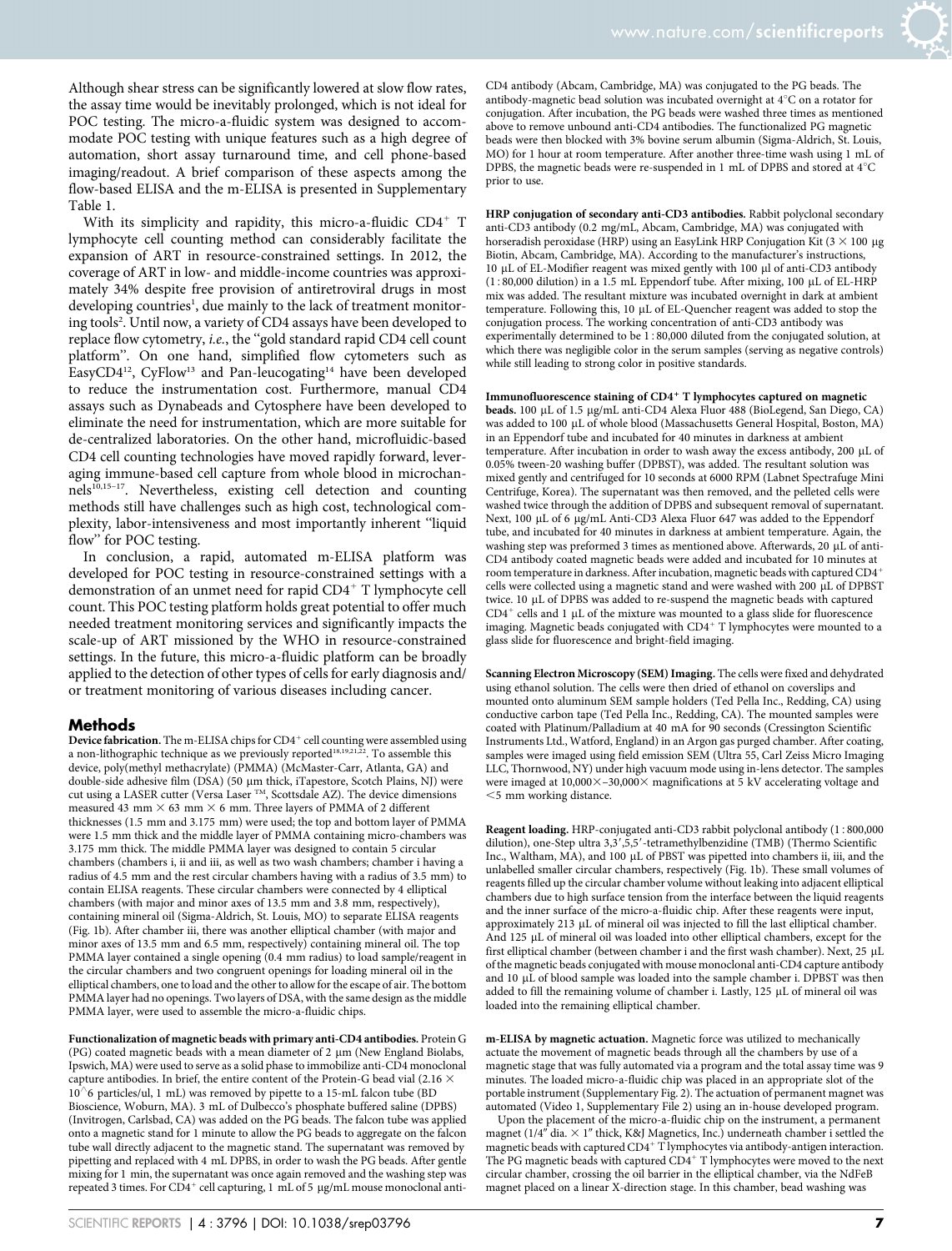Although shear stress can be significantly lowered at slow flow rates, the assay time would be inevitably prolonged, which is not ideal for POC testing. The micro-a-fluidic system was designed to accommodate POC testing with unique features such as a high degree of automation, short assay turnaround time, and cell phone-based imaging/readout. A brief comparison of these aspects among the flow-based ELISA and the m-ELISA is presented in Supplementary Table 1.

With its simplicity and rapidity, this micro-a-fluidic $CD4^+$ T lymphocyte cell counting method can considerably facilitate the expansion of ART in resource-constrained settings. In 2012, the coverage of ART in low- and middle-income countries was approximately 34% despite free provision of antiretroviral drugs in most developing countries[1], due mainly to the lack of treatment monitoring tools[2]. Until now, a variety of CD4 assays have been developed to replace flow cytometry, *i.e.*, the "gold standard rapid CD4 cell count platform". On one hand, simplified flow cytometers such as EasyCD4[12], CyFlow[13] and Pan-leucogating[14] have been developed to reduce the instrumentation cost. Furthermore, manual CD4 assays such as Dynabeads and Cytosphere have been developed to eliminate the need for instrumentation, which are more suitable for de-centralized laboratories. On the other hand, microfluidic-based CD4 cell counting technologies have moved rapidly forward, leveraging immune-based cell capture from whole blood in microchannels[10,15–17]. Nevertheless, existing cell detection and counting methods still have challenges such as high cost, technological complexity, labor-intensiveness and most importantly inherent "liquid flow" for POC testing.

In conclusion, a rapid, automated m-ELISA platform was developed for POC testing in resource-constrained settings with a demonstration of an unmet need for rapid $CD4^+$ T lymphocyte cell count. This POC testing platform holds great potential to offer much needed treatment monitoring services and significantly impacts the scale-up of ART missioned by the WHO in resource-constrained settings. In the future, this micro-a-fluidic platform can be broadly applied to the detection of other types of cells for early diagnosis and/or treatment monitoring of various diseases including cancer.

## Methods

**Device fabrication.** The m-ELISA chips for $CD4^+$ cell counting were assembled using a non-lithographic technique as we previously reported[18,19,21,22]. To assemble this device, poly(methyl methacrylate) (PMMA) (McMaster-Carr, Atlanta, GA) and double-side adhesive film (DSA) (50 μm thick, iTapestore, Scotch Plains, NJ) were cut using a LASER cutter (Versa Laser ™, Scottsdale AZ). The device dimensions measured 43 mm × 63 mm × 6 mm. Three layers of PMMA of 2 different thicknesses (1.5 mm and 3.175 mm) were used; the top and bottom layer of PMMA were 1.5 mm thick and the middle layer of PMMA containing micro-chambers was 3.175 mm thick. The middle PMMA layer was designed to contain 5 circular chambers (chambers i, ii and iii, as well as two wash chambers; chamber i having a radius of 4.5 mm and the rest circular chambers having with a radius of 3.5 mm) to contain ELISA reagents. These circular chambers were connected by 4 elliptical chambers (with major and minor axes of 13.5 mm and 3.8 mm, respectively), containing mineral oil (Sigma-Aldrich, St. Louis, MO) to separate ELISA reagents (Fig. 1b). After chamber iii, there was another elliptical chamber (with major and minor axes of 13.5 mm and 6.5 mm, respectively) containing mineral oil. The top PMMA layer contained a single opening (0.4 mm radius) to load sample/reagent in the circular chambers and two congruent openings for loading mineral oil in the elliptical chambers, one to load and the other to allow for the escape of air. The bottom PMMA layer had no openings. Two layers of DSA, with the same design as the middle PMMA layer, were used to assemble the micro-a-fluidic chips.

**Functionalization of magnetic beads with primary anti-CD4 antibodies.** Protein G (PG) coated magnetic beads with a mean diameter of 2 μm (New England Biolabs, Ipswich, MA) were used to serve as a solid phase to immobilize anti-CD4 monoclonal capture antibodies. In brief, the entire content of the Protein-G bead vial (2.16 × 10^6 particles/ul, 1 mL) was removed by pipette to a 15-mL falcon tube (BD Bioscience, Woburn, MA). 3 mL of Dulbecco's phosphate buffered saline (DPBS) (Invitrogen, Carlsbad, CA) was added on the PG beads. The falcon tube was applied onto a magnetic stand for 1 minute to allow the PG beads to aggregate on the falcon tube wall directly adjacent to the magnetic stand. The supernatant was removed by pipetting and replaced with 4 mL DPBS, in order to wash the PG beads. After gentle mixing for 1 min, the supernatant was once again removed and the washing step was repeated 3 times. For $CD4^+$ cell capturing, 1 mL of 5 μg/mL mouse monoclonal anti-CD4 antibody (Abcam, Cambridge, MA) was conjugated to the PG beads. The antibody-magnetic bead solution was incubated overnight at 4°C on a rotator for conjugation. After incubation, the PG beads were washed three times as mentioned above to remove unbound anti-CD4 antibodies. The functionalized PG magnetic beads were then blocked with 3% bovine serum albumin (Sigma-Aldrich, St. Louis, MO) for 1 hour at room temperature. After another three-time wash using 1 mL of DPBS, the magnetic beads were re-suspended in 1 mL of DPBS and stored at 4°C prior to use.

**HRP conjugation of secondary anti-CD3 antibodies.** Rabbit polyclonal secondary anti-CD3 antibody (0.2 mg/mL, Abcam, Cambridge, MA) was conjugated with horseradish peroxidase (HRP) using an EasyLink HRP Conjugation Kit (3 × 100 μg Biotin, Abcam, Cambridge, MA). According to the manufacturer's instructions, 10 μL of EL-Modifier reagent was mixed gently with 100 μl of anti-CD3 antibody (1 : 80,000 dilution) in a 1.5 mL Eppendorf tube. After mixing, 100 μL of EL-HRP mix was added. The resultant mixture was incubated overnight in dark at ambient temperature. Following this, 10 μL of EL-Quencher reagent was added to stop the conjugation process. The working concentration of anti-CD3 antibody was experimentally determined to be 1 : 80,000 diluted from the conjugated solution, at which there was negligible color in the serum samples (serving as negative controls) while still leading to strong color in positive standards.

**Immunofluorescence staining of $CD4^+$ T lymphocytes captured on magnetic beads.** 100 μL of 1.5 μg/mL anti-CD4 Alexa Fluor 488 (BioLegend, San Diego, CA) was added to 100 μL of whole blood (Massachusetts General Hospital, Boston, MA) in an Eppendorf tube and incubated for 40 minutes in darkness at ambient temperature. After incubation in order to wash away the excess antibody, 200 μL of 0.05% tween-20 washing buffer (DPBST), was added. The resultant solution was mixed gently and centrifuged for 10 seconds at 6000 RPM (Labnet Spectrafuge Mini Centrifuge, Korea). The supernatant was then removed, and the pelleted cells were washed twice through the addition of DPBS and subsequent removal of supernatant. Next, 100 μL of 6 μg/mL Anti-CD3 Alexa Fluor 647 was added to the Eppendorf tube, and incubated for 40 minutes in darkness at ambient temperature. Again, the washing step was preformed 3 times as mentioned above. Afterwards, 20 μL of anti-CD4 antibody coated magnetic beads were added and incubated for 10 minutes at room temperature in darkness. After incubation, magnetic beads with captured $CD4^+$ cells were collected using a magnetic stand and were washed with 200 μL of DPBST twice. 10 μL of DPBS was added to re-suspend the magnetic beads with captured $CD4^+$ cells and 1 μL of the mixture was mounted to a glass slide for fluorescence imaging. Magnetic beads conjugated with $CD4^+$ T lymphocytes were mounted to a glass slide for fluorescence and bright-field imaging.

**Scanning Electron Microscopy (SEM) Imaging.** The cells were fixed and dehydrated using ethanol solution. The cells were then dried of ethanol on coverslips and mounted onto aluminum SEM sample holders (Ted Pella Inc., Redding, CA) using conductive carbon tape (Ted Pella Inc., Redding, CA). The mounted samples were coated with Platinum/Palladium at 40 mA for 90 seconds (Cressington Scientific Instruments Ltd., Watford, England) in an Argon gas purged chamber. After coating, samples were imaged using field emission SEM (Ultra 55, Carl Zeiss Micro Imaging LLC, Thornwood, NY) under high vacuum mode using in-lens detector. The samples were imaged at 10,000×–30,000× magnifications at 5 kV accelerating voltage and <5 mm working distance.

**Reagent loading.** HRP-conjugated anti-CD3 rabbit polyclonal antibody (1 : 800,000 dilution), one-Step ultra 3,3′,5,5′-tetramethylbenzidine (TMB) (Thermo Scientific Inc., Waltham, MA), and 100 μL of PBST was pipetted into chambers ii, iii, and the unlabelled smaller circular chambers, respectively (Fig. 1b). These small volumes of reagents filled up the circular chamber volume without leaking into adjacent elliptical chambers due to high surface tension from the interface between the liquid reagents and the inner surface of the micro-a-fluidic chip. After these reagents were input, approximately 213 μL of mineral oil was injected to fill the last elliptical chamber. And 125 μL of mineral oil was loaded into other elliptical chambers, except for the first elliptical chamber (between chamber i and the first wash chamber). Next, 25 μL of the magnetic beads conjugated with mouse monoclonal anti-CD4 capture antibody and 10 μL of blood sample was loaded into the sample chamber i. DPBST was then added to fill the remaining volume of chamber i. Lastly, 125 μL of mineral oil was loaded into the remaining elliptical chamber.

**m-ELISA by magnetic actuation.** Magnetic force was utilized to mechanically actuate the movement of magnetic beads through all the chambers by use of a magnetic stage that was fully automated via a program and the total assay time was 9 minutes. The loaded micro-a-fluidic chip was placed in an appropriate slot of the portable instrument (Supplementary Fig. 2). The actuation of permanent magnet was automated (Video 1, Supplementary File 2) using an in-house developed program.

Upon the placement of the micro-a-fluidic chip on the instrument, a permanent magnet (1/4″ dia. × 1″ thick, K&J Magnetics, Inc.) underneath chamber i settled the magnetic beads with captured $CD4^+$ T lymphocytes via antibody-antigen interaction. The PG magnetic beads with captured $CD4^+$ T lymphocytes were moved to the next circular chamber, crossing the oil barrier in the elliptical chamber, via the NdFeB magnet placed on a linear X-direction stage. In this chamber, bead washing was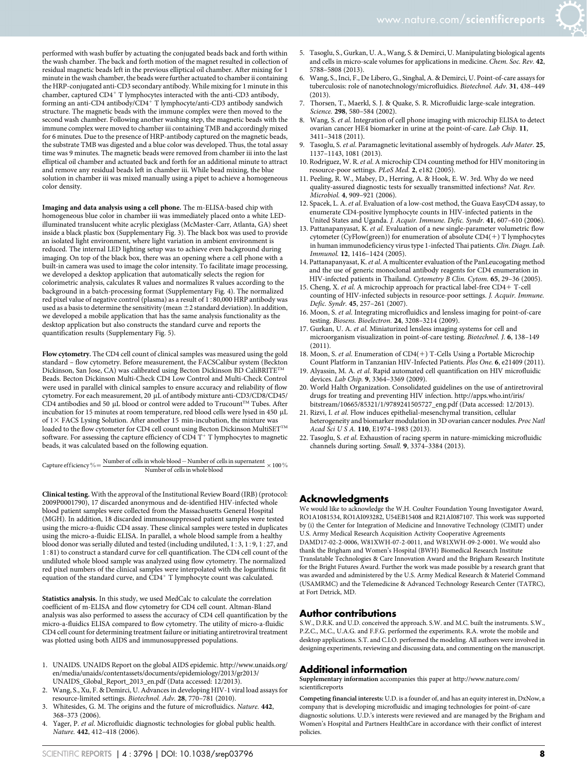performed with wash buffer by actuating the conjugated beads back and forth within the wash chamber. The back and forth motion of the magnet resulted in collection of residual magnetic beads left in the previous elliptical oil chamber. After mixing for 1 minute in the wash chamber, the beads were further actuated to chamber ii containing the HRP-conjugated anti-CD3 secondary antibody. While mixing for 1 minute in this chamber, captured $CD4^+$ T lymphocytes interacted with the anti-CD3 antibody, forming an anti-CD4 antibody/$CD4^+$ T lymphocyte/anti-CD3 antibody sandwich structure. The magnetic beads with the immune complex were then moved to the second wash chamber. Following another washing step, the magnetic beads with the immune complex were moved to chamber iii containing TMB and accordingly mixed for 6 minutes. Due to the presence of HRP-antibody captured on the magnetic beads, the substrate TMB was digested and a blue color was developed. Thus, the total assay time was 9 minutes. The magnetic beads were removed from chamber iii into the last elliptical oil chamber and actuated back and forth for an additional minute to attract and remove any residual beads left in chamber iii. While bead mixing, the blue solution in chamber iii was mixed manually using a pipet to achieve a homogeneous color density.

**Imaging and data analysis using a cell phone.** The m-ELISA-based chip with homogeneous blue color in chamber iii was immediately placed onto a white LED-illuminated translucent white acrylic plexiglass (McMaster-Carr, Atlanta, GA) sheet inside a black plastic box (Supplementary Fig. 3). The black box was used to provide an isolated light environment, where light variation in ambient environment is reduced. The internal LED lighting setup was to achieve even background during imaging. On top of the black box, there was an opening where a cell phone with a built-in camera was used to image the color intensity. To facilitate image processing, we developed a desktop application that automatically selects the region for colorimetric analysis, calculates R values and normalizes R values according to the background in a batch-processing format (Supplementary Fig. 4). The normalized red pixel value of negative control (plasma) as a result of 1 : 80,000 HRP antibody was used as a basis to determine the sensitivity (mean $\pm$2 standard deviation). In addition, we developed a mobile application that has the same analysis functionality as the desktop application but also constructs the standard curve and reports the quantification results (Supplementary Fig. 5).

**Flow cytometry.** The CD4 cell count of clinical samples was measured using the gold standard – flow cytometry. Before measurement, the FACSCalibur system (Beckton Dickinson, San Jose, CA) was calibrated using Becton Dickinson BD CaliBRITE™ Beads. Becton Dickinson Multi-Check CD4 Low Control and Multi-Check Control were used in parallel with clinical samples to ensure accuracy and reliability of flow cytometry. For each measurement, 20 µL of antibody mixture anti-CD3/CD8/CD45/CD4 antibodies and 50 µL blood or control were added to Trucount™ Tubes. After incubation for 15 minutes at room temperature, red blood cells were lysed in 450 µL of 1× FACS Lysing Solution. After another 15 min-incubation, the mixture was loaded to the flow cytometer for CD4 cell count using Becton Dickinson MultiSET™ software. For assessing the capture efficiency of $CD4^+$ T lymphocytes to magnetic beads, it was calculated based on the following equation.

$$\text{Capture efficiency}\,\% = \frac{\text{Number of cells in whole blood} - \text{Number of cells in supernatent}}{\text{Number of cells in whole blood}} \times 100\,\%$$

**Clinical testing.** With the approval of the Institutional Review Board (IRB) (protocol: 2009P0001790), 17 discarded anonymous and de-identified HIV-infected whole blood patient samples were collected from the Massachusetts General Hospital (MGH). In addition, 18 discarded immunosuppressed patient samples were tested using the micro-a-fluidic CD4 assay. These clinical samples were tested in duplicates using the micro-a-fluidic ELISA. In parallel, a whole blood sample from a healthy blood donor was serially diluted and tested (including undiluted, 1 : 3, 1 : 9, 1 : 27, and 1 : 81) to construct a standard curve for cell quantification. The CD4 cell count of the undiluted whole blood sample was analyzed using flow cytometry. The normalized red pixel numbers of the clinical samples were interpolated with the logarithmic fit equation of the standard curve, and $CD4^+$ T lymphocyte count was calculated.

**Statistics analysis.** In this study, we used MedCalc to calculate the correlation coefficient of m-ELISA and flow cytometry for CD4 cell count. Altman-Bland analysis was also performed to assess the accuracy of CD4 cell quantification by the micro-a-fluidics ELISA compared to flow cytometry. The utility of micro-a-fluidic CD4 cell count for determining treatment failure or initiating antiretroviral treatment was plotted using both AIDS and immunosuppressed populations.

1. UNAIDS. UNAIDS Report on the global AIDS epidemic. http://www.unaids.org/en/media/unaids/contentassets/documents/epidemiology/2013/gr2013/UNAIDS_Global_Report_2013_en.pdf (Data accessed: 12/2013).
2. Wang, S., Xu, F. & Demirci, U. Advances in developing HIV-1 viral load assays for resource-limited settings. *Biotechnol. Adv.* **28**, 770–781 (2010).
3. Whitesides, G. M. The origins and the future of microfluidics. *Nature.* **442**, 368–373 (2006).
4. Yager, P. *et al.* Microfluidic diagnostic technologies for global public health. *Nature.* **442**, 412–418 (2006).
5. Tasoglu, S., Gurkan, U. A., Wang, S. & Demirci, U. Manipulating biological agents and cells in micro-scale volumes for applications in medicine. *Chem. Soc. Rev.* **42**, 5788–5808 (2013).
6. Wang, S., Inci, F., De Libero, G., Singhal, A. & Demirci, U. Point-of-care assays for tuberculosis: role of nanotechnology/microfluidics. *Biotechnol. Adv.* **31**, 438–449 (2013).
7. Thorsen, T., Maerkl, S. J. & Quake, S. R. Microfluidic large-scale integration. *Science.* **298**, 580–584 (2002).
8. Wang, S. *et al.* Integration of cell phone imaging with microchip ELISA to detect ovarian cancer HE4 biomarker in urine at the point-of-care. *Lab Chip.* **11**, 3411–3418 (2011).
9. Tasoglu, S. *et al.* Paramagnetic levitational assembly of hydrogels. *Adv Mater.* **25**, 1137–1143, 1081 (2013).
10. Rodriguez, W. R. *et al.* A microchip CD4 counting method for HIV monitoring in resource-poor settings. *PLoS Med.* **2**, e182 (2005).
11. Peeling, R. W., Mabey, D., Herring, A. & Hook, E. W. 3rd. Why do we need quality-assured diagnostic tests for sexually transmitted infections? *Nat. Rev. Microbiol.* **4**, 909–921 (2006).
12. Spacek, L. A. *et al.* Evaluation of a low-cost method, the Guava EasyCD4 assay, to enumerate CD4-positive lymphocyte counts in HIV-infected patients in the United States and Uganda. *J. Acquir. Immune. Defic. Syndr.* **41**, 607–610 (2006).
13. Pattanapanyasat, K. *et al.* Evaluation of a new single-parameter volumetric flow cytometer (CyFlow(green)) for enumeration of absolute CD4(+) T lymphocytes in human immunodeficiency virus type 1-infected Thai patients. *Clin. Diagn. Lab. Immunol.* **12**, 1416–1424 (2005).
14. Pattanapanyasat, K. *et al.* A multicenter evaluation of the PanLeucogating method and the use of generic monoclonal antibody reagents for CD4 enumeration in HIV-infected patients in Thailand. *Cytometry B Clin. Cytom.* **65**, 29–36 (2005).
15. Cheng, X. *et al.* A microchip approach for practical label-free CD4+ T-cell counting of HIV-infected subjects in resource-poor settings. *J. Acquir. Immune. Defic. Syndr.* **45**, 257–261 (2007).
16. Moon, S. *et al.* Integrating microfluidics and lensless imaging for point-of-care testing. *Biosens. Bioelectron.* **24**, 3208–3214 (2009).
17. Gurkan, U. A. *et al.* Miniaturized lensless imaging systems for cell and microorganism visualization in point-of-care testing. *Biotechnol. J.* **6**, 138–149 (2011).
18. Moon, S. *et al.* Enumeration of CD4(+) T-Cells Using a Portable Microchip Count Platform in Tanzanian HIV-Infected Patients. *Plos One.* **6**, e21409 (2011).
19. Alyassin, M. A. *et al.* Rapid automated cell quantification on HIV microfluidic devices. *Lab Chip.* **9**, 3364–3369 (2009).
20. World Halth Organization. Consolidated guidelines on the use of antiretroviral drugs for treating and preventing HIV infection. http://apps.who.int/iris/bitstream/10665/85321/1/9789241505727_eng.pdf (Data accessed: 12/2013).
21. Rizvi, I. *et al.* Flow induces epithelial-mesenchymal transition, cellular heterogeneity and biomarker modulation in 3D ovarian cancer nodules. *Proc Natl Acad Sci U S A.* **110**, E1974–1983 (2013).
22. Tasoglu, S. *et al.* Exhaustion of racing sperm in nature-mimicking microfluidic channels during sorting. *Small.* **9**, 3374–3384 (2013).

## Acknowledgments

We would like to acknowledge the W.H. Coulter Foundation Young Investigator Award, RO1A1081534, RO1AI093282, U54EB15408 and R21AI087107. This work was supported by (i) the Center for Integration of Medicine and Innovative Technology (CIMIT) under U.S. Army Medical Research Acquisition Activity Cooperative Agreements DAMD17-02-2-0006, W81XWH-07-2-0011, and W81XWH-09-2-0001. We would also thank the Brigham and Women's Hospital (BWH) Biomedical Research Institute Translatable Technologies & Care Innovation Award and the Brigham Research Institute for the Bright Futures Award. Further the work was made possible by a research grant that was awarded and administered by the U.S. Army Medical Research & Materiel Command (USAMRMC) and the Telemedicine & Advanced Technology Research Center (TATRC), at Fort Detrick, MD.

## Author contributions

S.W., D.R.K. and U.D. conceived the approach. S.W. and M.C. built the instruments. S.W., P.Z.C., M.C., U.A.G. and F.F.G. performed the experiments. R.A. wrote the mobile and desktop applications. S.T. and C.I.O. performed the modeling. All authors were involved in designing experiments, reviewing and discussing data, and commenting on the manuscript.

## Additional information

**Supplementary information** accompanies this paper at http://www.nature.com/scientificreports

**Competing financial interests:** U.D. is a founder of, and has an equity interest in, DxNow, a company that is developing microfluidic and imaging technologies for point-of-care diagnostic solutions. U.D.'s interests were reviewed and are managed by the Brigham and Women's Hospital and Partners HealthCare in accordance with their conflict of interest policies.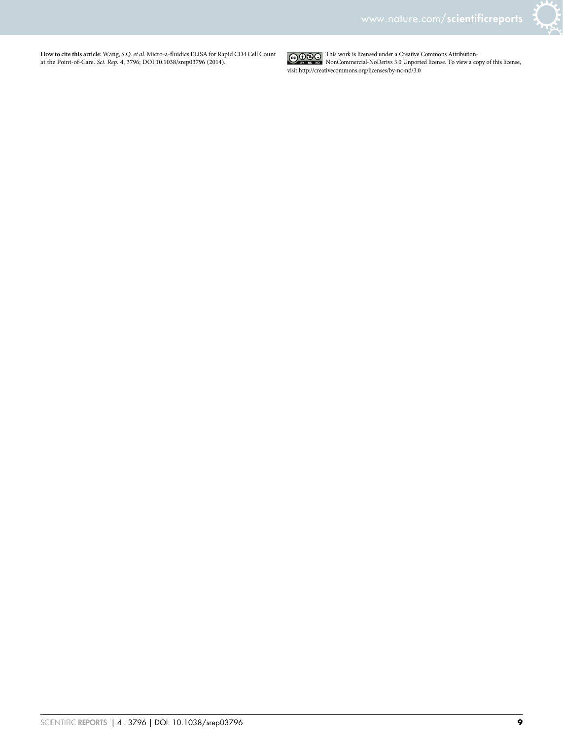**How to cite this article:** Wang, S.Q. *et al*. Micro-a-fluidics ELISA for Rapid CD4 Cell Count at the Point-of-Care. *Sci. Rep.* **4**, 3796; DOI:10.1038/srep03796 (2014).

This work is licensed under a Creative Commons Attribution-NonCommercial-NoDerivs 3.0 Unported license. To view a copy of this license, visit http://creativecommons.org/licenses/by-nc-nd/3.0